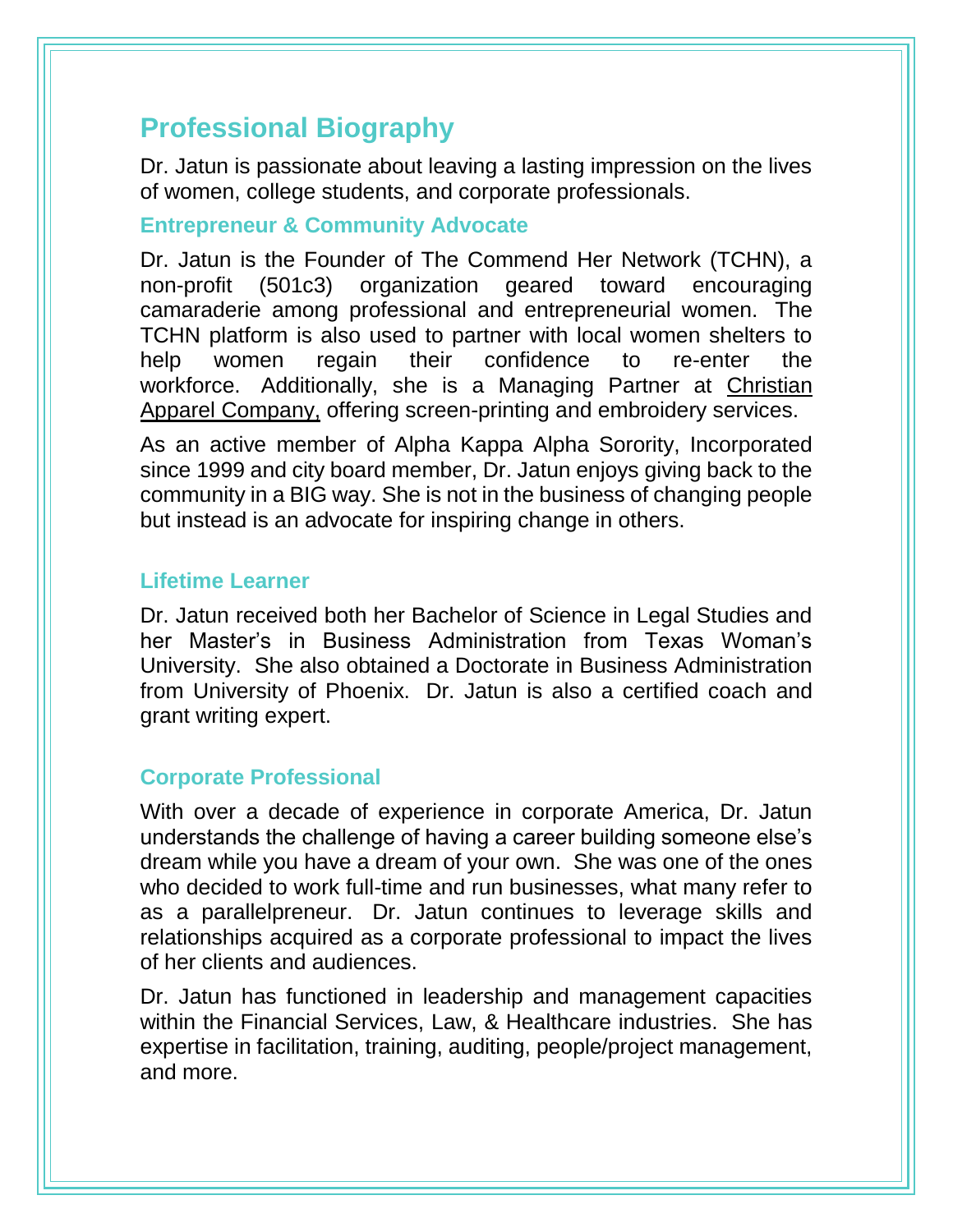# Professional Biography

Dr. Jatun is passionate about leaving a lasting impression on the lives of women, college students, and corporate professionals.

## Entrepreneur & Community Advocate

Dr. Jatun is the Founder of The Commend Her Network (TCHN), a non-profit (501c3) organization geared toward encouraging camaraderie among professional and entrepreneurial women. The TCHN platform is also used to partner with local women shelters to help women regain their confidence to re-enter the workforce. Additionally, she is a Managing Partner at Christian Apparel Company, offering screen-printing and embroidery services.

As an active member of Alpha Kappa Alpha Sorority, Incorporated since 1999 and city board member, Dr. Jatun enjoys giving back to the community in a BIG way. She is not in the business of changing people but instead is an advocate for inspiring change in others.

## Lifetime Learner

Dr. Jatun received both her Bachelor of Science in Legal Studies and her Master's in Business Administration from Texas Woman's University. She also obtained a Doctorate in Business Administration from University of Phoenix. Dr. Jatun is also a certified coach and grant writing expert.

## Corporate Professional

With over a decade of experience in corporate America, Dr. Jatun understands the challenge of having a career building someone else's dream while you have a dream of your own. She was one of the ones who decided to work full-time and run businesses, what many refer to as a parallelpreneur. Dr. Jatun continues to leverage skills and relationships acquired as a corporate professional to impact the lives of her clients and audiences.

Dr. Jatun has functioned in leadership and management capacities within the Financial Services, Law, & Healthcare industries. She has expertise in facilitation, training, auditing, people/project management, and more.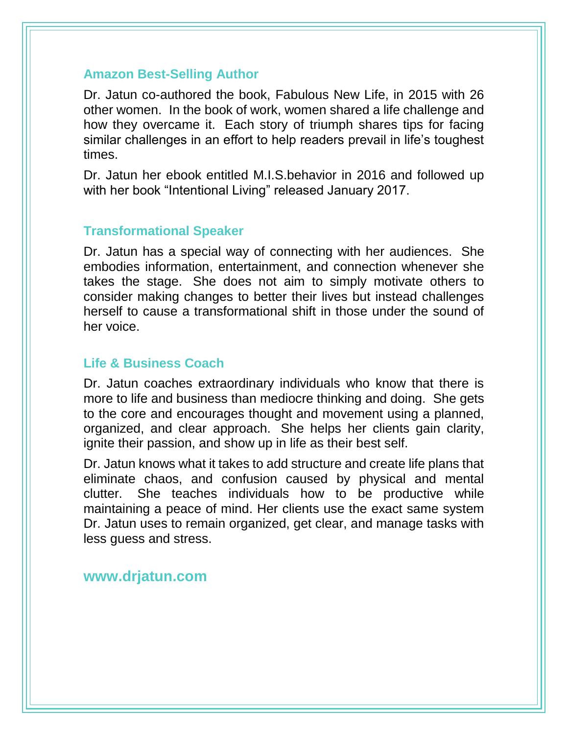### Amazon Best-Selling Author

Dr. Jatun co-authored the book, Fabulous New Life, in 2015 with 26 other women. In the book of work, women shared a life challenge and how they overcame it. Each story of triumph shares tips for facing similar challenges in an effort to help readers prevail in life's toughest times.

Dr. Jatun her ebook entitled M.I.S.behavior in 2016 and followed up with her book "Intentional Living" released January 2017.

### Transformational Speaker

Dr. Jatun has a special way of connecting with her audiences. She embodies information, entertainment, and connection whenever she takes the stage. She does not aim to simply motivate others to consider making changes to better their lives but instead challenges herself to cause a transformational shift in those under the sound of her voice.

### Life & Business Coach

Dr. Jatun coaches extraordinary individuals who know that there is more to life and business than mediocre thinking and doing. She gets to the core and encourages thought and movement using a planned, organized, and clear approach. She helps her clients gain clarity, ignite their passion, and show up in life as their best self.

Dr. Jatun knows what it takes to add structure and create life plans that eliminate chaos, and confusion caused by physical and mental clutter. She teaches individuals how to be productive while maintaining a peace of mind. Her clients use the exact same system Dr. Jatun uses to remain organized, get clear, and manage tasks with less guess and stress.

**www.drjatun.com**